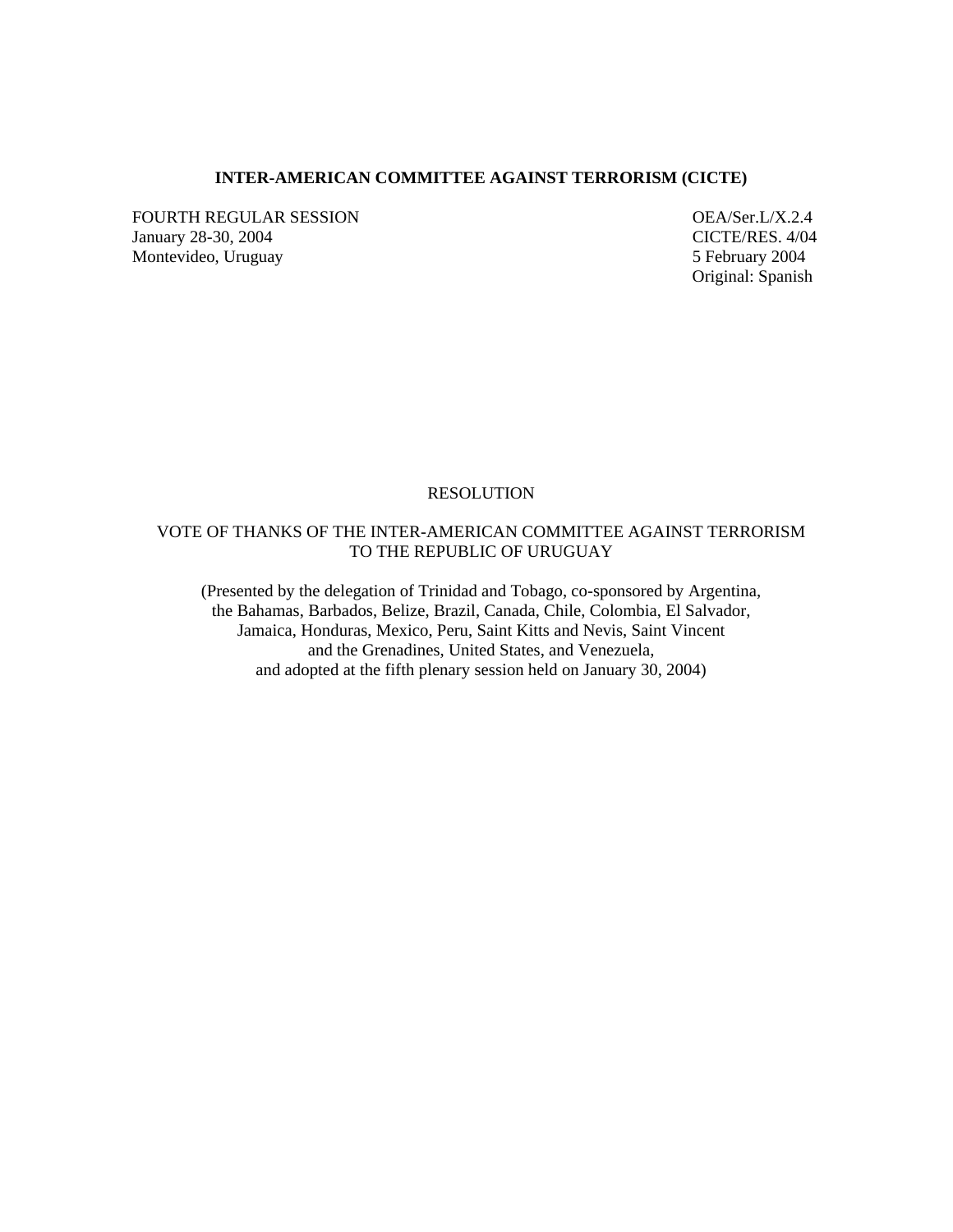**INTER-AMERICAN COMMITTEE AGAINST TERRORISM (CICTE)**

FOURTH REGULAR SESSION
January 28-30, 2004
Montevideo, Uruguay

OEA/Ser.L/X.2.4
CICTE/RES. 4/04
5 February 2004
Original: Spanish

RESOLUTION

VOTE OF THANKS OF THE INTER-AMERICAN COMMITTEE AGAINST TERRORISM TO THE REPUBLIC OF URUGUAY

(Presented by the delegation of Trinidad and Tobago, co-sponsored by Argentina, the Bahamas, Barbados, Belize, Brazil, Canada, Chile, Colombia, El Salvador, Jamaica, Honduras, Mexico, Peru, Saint Kitts and Nevis, Saint Vincent and the Grenadines, United States, and Venezuela, and adopted at the fifth plenary session held on January 30, 2004)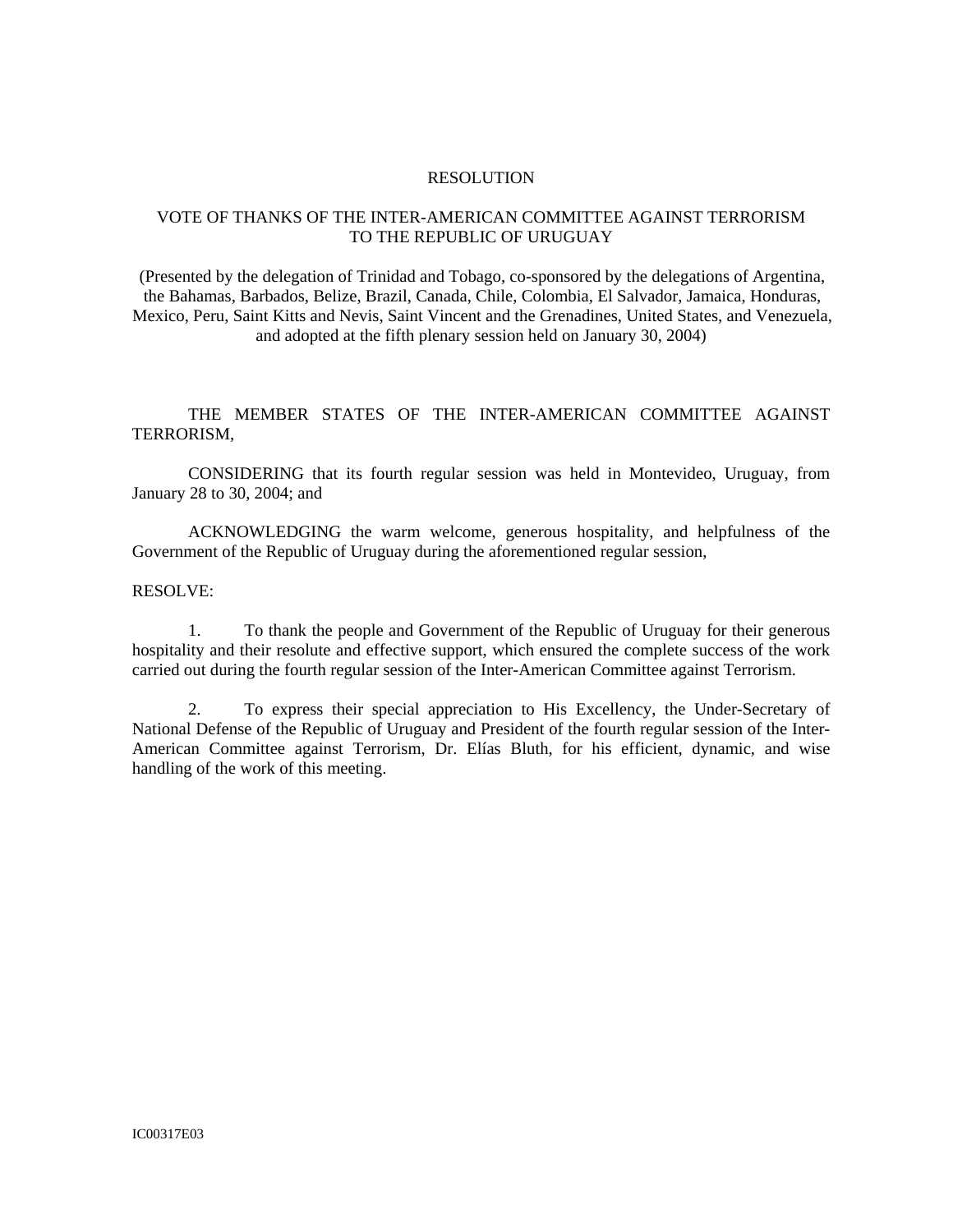# RESOLUTION

## VOTE OF THANKS OF THE INTER-AMERICAN COMMITTEE AGAINST TERRORISM TO THE REPUBLIC OF URUGUAY

(Presented by the delegation of Trinidad and Tobago, co-sponsored by the delegations of Argentina, the Bahamas, Barbados, Belize, Brazil, Canada, Chile, Colombia, El Salvador, Jamaica, Honduras, Mexico, Peru, Saint Kitts and Nevis, Saint Vincent and the Grenadines, United States, and Venezuela, and adopted at the fifth plenary session held on January 30, 2004)

THE MEMBER STATES OF THE INTER-AMERICAN COMMITTEE AGAINST TERRORISM,

CONSIDERING that its fourth regular session was held in Montevideo, Uruguay, from January 28 to 30, 2004; and

ACKNOWLEDGING the warm welcome, generous hospitality, and helpfulness of the Government of the Republic of Uruguay during the aforementioned regular session,

RESOLVE:

1. To thank the people and Government of the Republic of Uruguay for their generous hospitality and their resolute and effective support, which ensured the complete success of the work carried out during the fourth regular session of the Inter-American Committee against Terrorism.

2. To express their special appreciation to His Excellency, the Under-Secretary of National Defense of the Republic of Uruguay and President of the fourth regular session of the Inter-American Committee against Terrorism, Dr. Elías Bluth, for his efficient, dynamic, and wise handling of the work of this meeting.

IC00317E03